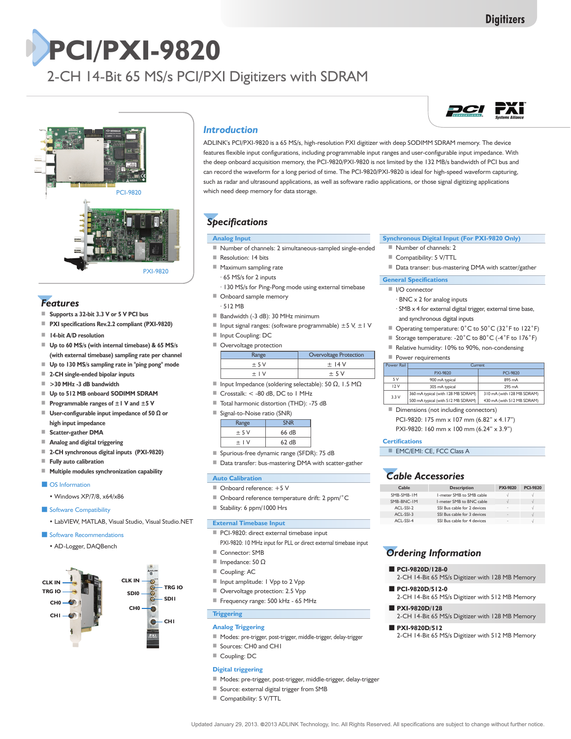# PCI/PXI-9820

## 2-CH 14-Bit 65 MS/s PCI/PXI Digitizers with SDRAM

PCI-9820

PXI-9820

## Features

- Supports a 32-bit 3.3 V or 5 V PCI bus
- PXI specifications Rev.2.2 compliant (PXI-9820)
- 14-bit A/D resolution
- Up to 60 MS/s (with internal timebase) & 65 MS/s (with external timebase) sampling rate per channel
- Up to 130 MS/s sampling rate in "ping pong" mode
- 2-CH single-ended bipolar inputs
- >30 MHz -3 dB bandwidth
- Up to 512 MB onboard SODIMM SDRAM
- Programmable ranges of ±1 V and ±5 V
- User-configurable input impedance of 50 Ω or high input impedance
- Scatter-gather DMA
- Analog and digital triggering
- 2-CH synchronous digital inputs (PXI-9820)
- Fully auto calibration
- Multiple modules synchronization capability

**OS Information**

- Windows XP/7/8, x64/x86

**Software Compatibility**

- LabVIEW, MATLAB, Visual Studio, Visual Studio.NET

**Software Recommendations**

- AD-Logger, DAQBench

CLK IN, TRG IO, CH0, CH1

CLK IN, SDI0, CH0, TRG IO, SDI1, CH1

## Introduction

ADLINK's PCI/PXI-9820 is a 65 MS/s, high-resolution PXI digitizer with deep SODIMM SDRAM memory. The device features flexible input configurations, including programmable input ranges and user-configurable input impedance. With the deep onboard acquisition memory, the PCI-9820/PXI-9820 is not limited by the 132 MB/s bandwidth of PCI bus and can record the waveform for a long period of time. The PCI-9820/PXI-9820 is ideal for high-speed waveform capturing, such as radar and ultrasound applications, as well as software radio applications, or those signal digitizing applications which need deep memory for data storage.

## Specifications

### Analog Input

- Number of channels: 2 simultaneous-sampled single-ended
- Resolution: 14 bits
- Maximum sampling rate
  - 65 MS/s for 2 inputs
  - 130 MS/s for Ping-Pong mode using external timebase
- Onboard sample memory
  - 512 MB
- Bandwidth (-3 dB): 30 MHz minimum
- Input signal ranges: (software programmable) ±5 V, ±1 V
- Input Coupling: DC
- Overvoltage protection

| Range | Overvoltage Protection |
|---|---|
| ±5 V | ±14 V |
| ±1 V | ±5 V |

- Input Impedance (soldering selectable): 50 Ω, 1.5 MΩ
- Crosstalk: < -80 dB, DC to 1 MHz
- Total harmonic distortion (THD): -75 dB
- Signal-to-Noise ratio (SNR)

| Range | SNR |
|---|---|
| ±5 V | 66 dB |
| ±1 V | 62 dB |

- Spurious-free dynamic range (SFDR): 75 dB
- Data transfer: bus-mastering DMA with scatter-gather

### Auto Calibration

- Onboard reference: +5 V
- Onboard reference temperature drift: 2 ppm/°C
- Stability: 6 ppm/1000 Hrs

### External Timebase Input

- PCI-9820: direct external timebase input
  PXI-9820: 10 MHz input for PLL or direct external timebase input
- Connector: SMB
- Impedance: 50 Ω
- Coupling: AC
- Input amplitude: 1 Vpp to 2 Vpp
- Overvoltage protection: 2.5 Vpp
- Frequency range: 500 kHz - 65 MHz

### Triggering

#### Analog Triggering

- Modes: pre-trigger, post-trigger, middle-trigger, delay-trigger
- Sources: CH0 and CH1
- Coupling: DC

#### Digital triggering

- Modes: pre-trigger, post-trigger, middle-trigger, delay-trigger
- Source: external digital trigger from SMB
- Compatibility: 5 V/TTL

### Synchronous Digital Input (For PXI-9820 Only)

- Number of channels: 2
- Compatibility: 5 V/TTL
- Data transer: bus-mastering DMA with scatter/gather

### General Specifications

- I/O connector
  - BNC x 2 for analog inputs
  - SMB x 4 for external digital trigger, external time base, and synchronous digital inputs
- Operating temperature: 0°C to 50°C (32°F to 122°F)
- Storage temperature: -20°C to 80°C (-4°F to 176°F)
- Relative humidity: 10% to 90%, non-condensing
- Power requirements

| Power Rail | Current | |
|---|---|---|
| | PXI-9820 | PCI-9820 |
| 5 V | 900 mA typical | 895 mA |
| 12 V | 305 mA typical | 295 mA |
| 3.3 V | 360 mA typical (with 128 MB SDRAM)<br>500 mA typical (with 512 MB SDRAM) | 310 mA (with 128 MB SDRAM)<br>430 mA (with 512 MB SDRAM) |

- Dimensions (not including connectors)
  PCI-9820: 175 mm x 107 mm (6.82" x 4.17")
  PXI-9820: 160 mm x 100 mm (6.24" x 3.9")

### Certifications

- EMC/EMI: CE, FCC Class A

## Cable Accessories

| Cable | Description | PXI-9820 | PCI-9820 |
|---|---|---|---|
| SMB-SMB-1M | 1-meter SMB to SMB cable | √ | √ |
| SMB-BNC-1M | 1-meter SMB to BNC cable | √ | √ |
| ACL-SSI-2 | SSI Bus cable for 2 devices | - | √ |
| ACL-SSI-3 | SSI Bus cable for 3 devices | - | √ |
| ACL-SSI-4 | SSI Bus cable for 4 devices | - | √ |

## Ordering Information

- **PCI-9820D/128-0**
  2-CH 14-Bit 65 MS/s Digitizer with 128 MB Memory
- **PCI-9820D/512-0**
  2-CH 14-Bit 65 MS/s Digitizer with 512 MB Memory
- **PXI-9820D/128**
  2-CH 14-Bit 65 MS/s Digitizer with 128 MB Memory
- **PXI-9820D/512**
  2-CH 14-Bit 65 MS/s Digitizer with 512 MB Memory

Updated January 29, 2013. ©2013 ADLINK Technology, Inc. All Rights Reserved. All specifications are subject to change without further notice.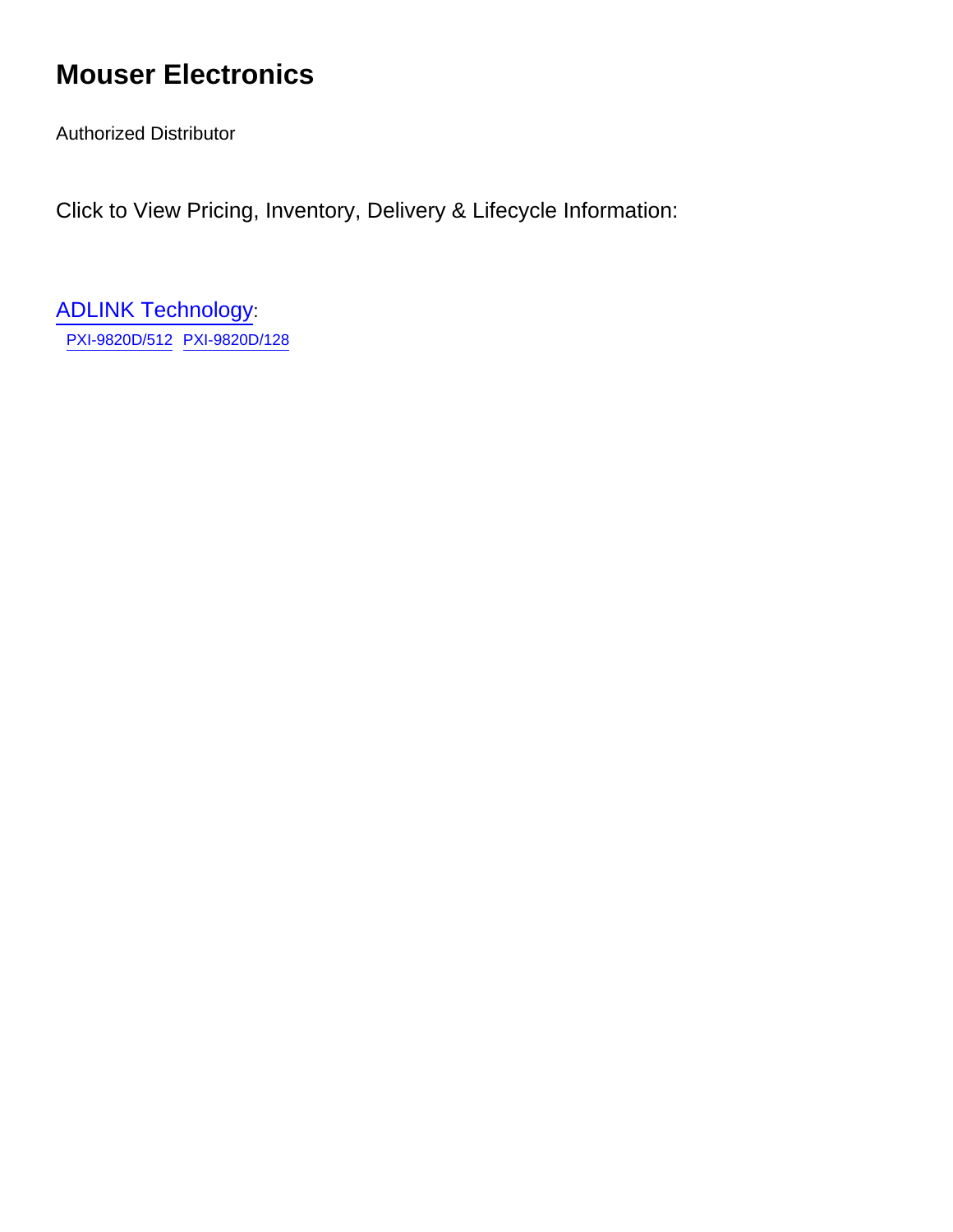# Mouser Electronics

Authorized Distributor

Click to View Pricing, Inventory, Delivery & Lifecycle Information:

ADLINK Technology:

PXI-9820D/512 PXI-9820D/128